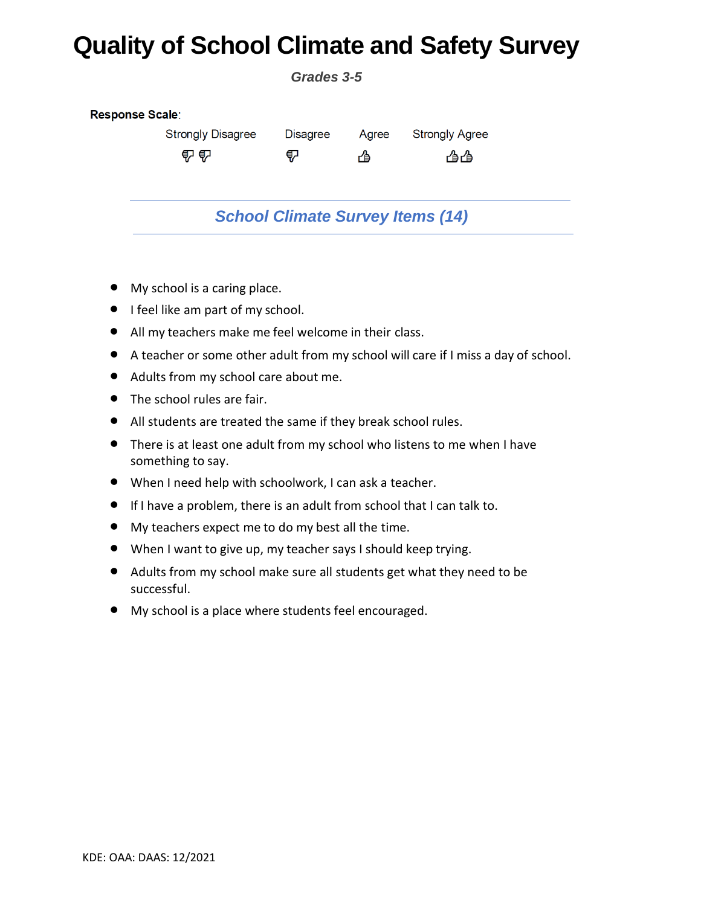# Quality of School Climate and Safety Survey

***Grades 3-5***

**Response Scale**:

| Strongly Disagree | Disagree | Agree | Strongly Agree |
| --- | --- | --- | --- |
| 👎👎 | 👎 | 👍 | 👍👍 |

## *School Climate Survey Items (14)*

- My school is a caring place.
- I feel like am part of my school.
- All my teachers make me feel welcome in their class.
- A teacher or some other adult from my school will care if I miss a day of school.
- Adults from my school care about me.
- The school rules are fair.
- All students are treated the same if they break school rules.
- There is at least one adult from my school who listens to me when I have something to say.
- When I need help with schoolwork, I can ask a teacher.
- If I have a problem, there is an adult from school that I can talk to.
- My teachers expect me to do my best all the time.
- When I want to give up, my teacher says I should keep trying.
- Adults from my school make sure all students get what they need to be successful.
- My school is a place where students feel encouraged.

KDE: OAA: DAAS: 12/2021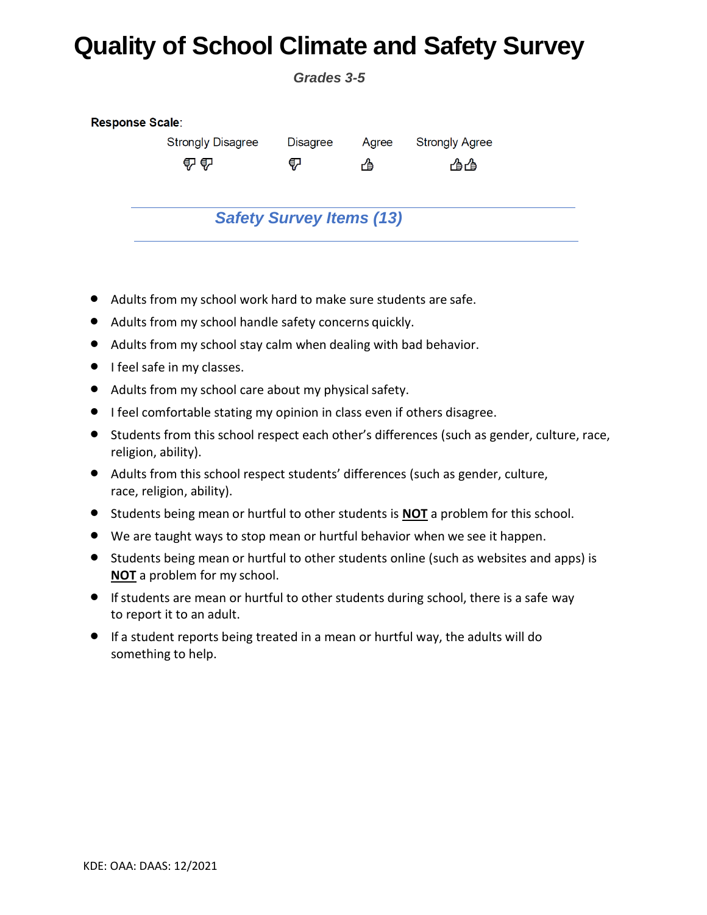# Quality of School Climate and Safety Survey

***Grades 3-5***

**Response Scale**:

| Strongly Disagree | Disagree | Agree | Strongly Agree |
| --- | --- | --- | --- |
| 👎👎 | 👎 | 👍 | 👍👍 |

## *Safety Survey Items (13)*

- Adults from my school work hard to make sure students are safe.
- Adults from my school handle safety concerns quickly.
- Adults from my school stay calm when dealing with bad behavior.
- I feel safe in my classes.
- Adults from my school care about my physical safety.
- I feel comfortable stating my opinion in class even if others disagree.
- Students from this school respect each other's differences (such as gender, culture, race, religion, ability).
- Adults from this school respect students' differences (such as gender, culture, race, religion, ability).
- Students being mean or hurtful to other students is **<u>NOT</u>** a problem for this school.
- We are taught ways to stop mean or hurtful behavior when we see it happen.
- Students being mean or hurtful to other students online (such as websites and apps) is **<u>NOT</u>** a problem for my school.
- If students are mean or hurtful to other students during school, there is a safe way to report it to an adult.
- If a student reports being treated in a mean or hurtful way, the adults will do something to help.

KDE: OAA: DAAS: 12/2021